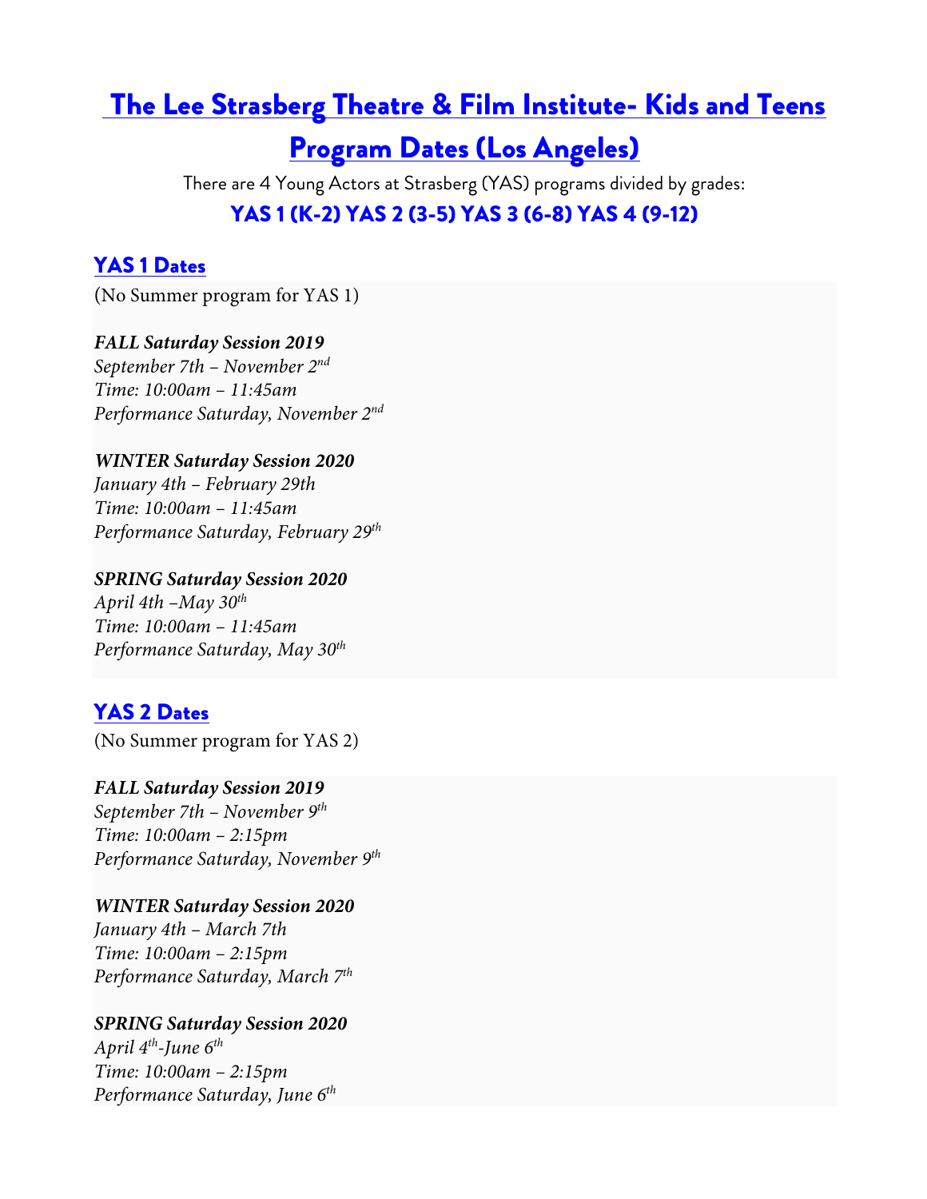# The Lee Strasberg Theatre & Film Institute- Kids and Teens Program Dates (Los Angeles)

There are 4 Young Actors at Strasberg (YAS) programs divided by grades:

**YAS 1 (K-2) YAS 2 (3-5) YAS 3 (6-8) YAS 4 (9-12)**

## YAS 1 Dates

(No Summer program for YAS 1)

***FALL Saturday Session 2019***
*September 7th – November 2nd*
*Time: 10:00am – 11:45am*
*Performance Saturday, November 2nd*

***WINTER Saturday Session 2020***
*January 4th – February 29th*
*Time: 10:00am – 11:45am*
*Performance Saturday, February 29th*

***SPRING Saturday Session 2020***
*April 4th –May 30th*
*Time: 10:00am – 11:45am*
*Performance Saturday, May 30th*

## YAS 2 Dates

(No Summer program for YAS 2)

***FALL Saturday Session 2019***
*September 7th – November 9th*
*Time: 10:00am – 2:15pm*
*Performance Saturday, November 9th*

***WINTER Saturday Session 2020***
*January 4th – March 7th*
*Time: 10:00am – 2:15pm*
*Performance Saturday, March 7th*

***SPRING Saturday Session 2020***
*April 4th-June 6th*
*Time: 10:00am – 2:15pm*
*Performance Saturday, June 6th*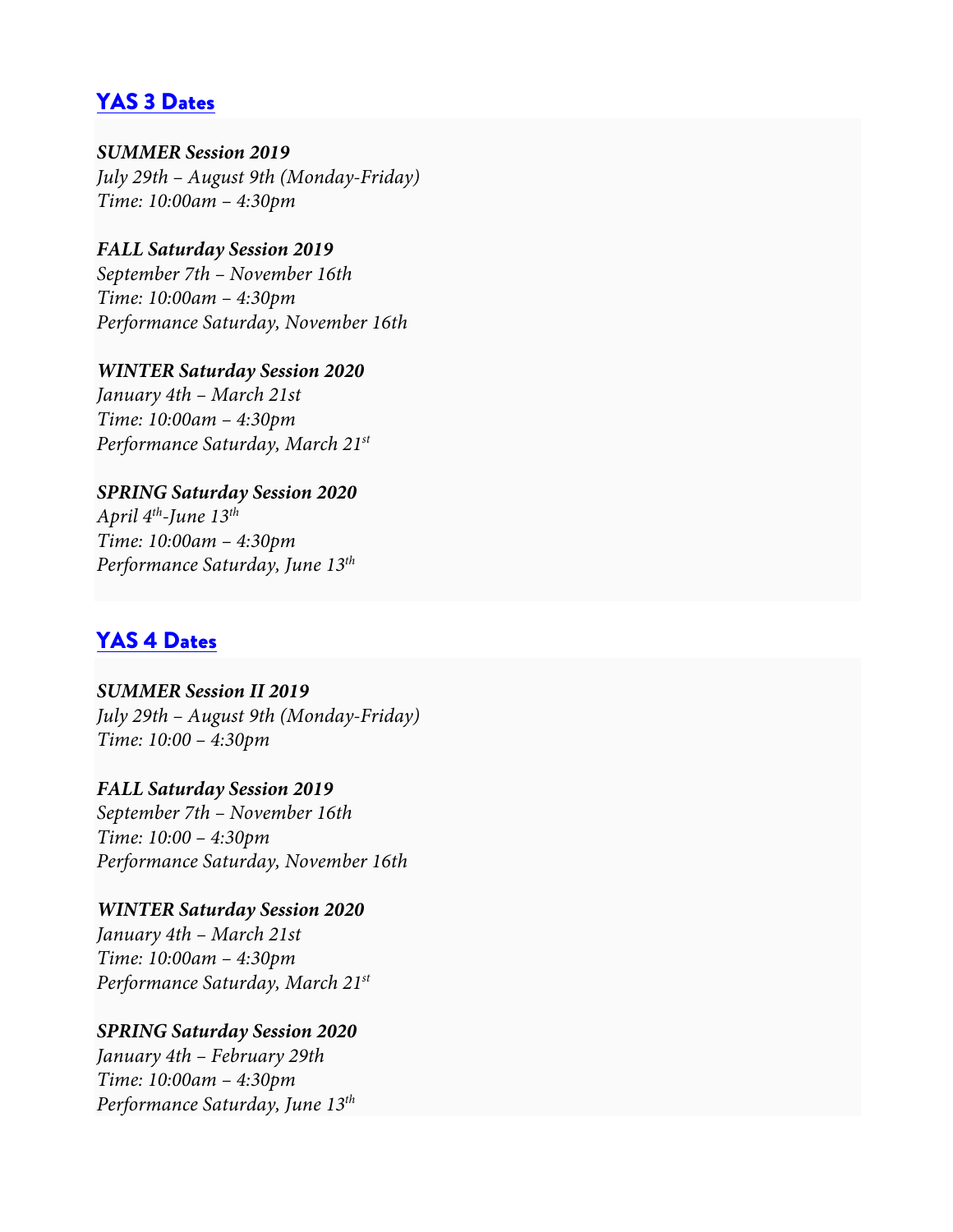## [YAS 3 Dates]

***SUMMER Session 2019***
*July 29th – August 9th (Monday-Friday)*
*Time: 10:00am – 4:30pm*

***FALL Saturday Session 2019***
*September 7th – November 16th*
*Time: 10:00am – 4:30pm*
*Performance Saturday, November 16th*

***WINTER Saturday Session 2020***
*January 4th – March 21st*
*Time: 10:00am – 4:30pm*
*Performance Saturday, March 21st*

***SPRING Saturday Session 2020***
*April 4th-June 13th*
*Time: 10:00am – 4:30pm*
*Performance Saturday, June 13th*

## [YAS 4 Dates]

***SUMMER Session II 2019***
*July 29th – August 9th (Monday-Friday)*
*Time: 10:00 – 4:30pm*

***FALL Saturday Session 2019***
*September 7th – November 16th*
*Time: 10:00 – 4:30pm*
*Performance Saturday, November 16th*

***WINTER Saturday Session 2020***
*January 4th – March 21st*
*Time: 10:00am – 4:30pm*
*Performance Saturday, March 21st*

***SPRING Saturday Session 2020***
*January 4th – February 29th*
*Time: 10:00am – 4:30pm*
*Performance Saturday, June 13th*